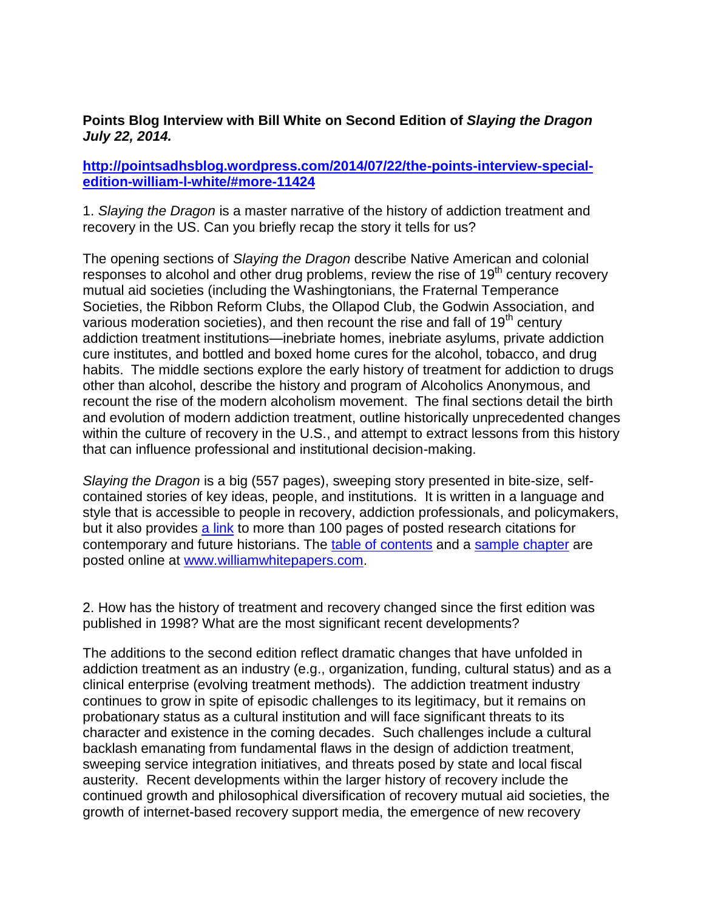**Points Blog Interview with Bill White on Second Edition of *Slaying the Dragon* July 22, 2014.**

**http://pointsadhsblog.wordpress.com/2014/07/22/the-points-interview-special-edition-william-l-white/#more-11424**

1. *Slaying the Dragon* is a master narrative of the history of addiction treatment and recovery in the US. Can you briefly recap the story it tells for us?

The opening sections of *Slaying the Dragon* describe Native American and colonial responses to alcohol and other drug problems, review the rise of 19th century recovery mutual aid societies (including the Washingtonians, the Fraternal Temperance Societies, the Ribbon Reform Clubs, the Ollapod Club, the Godwin Association, and various moderation societies), and then recount the rise and fall of 19th century addiction treatment institutions—inebriate homes, inebriate asylums, private addiction cure institutes, and bottled and boxed home cures for the alcohol, tobacco, and drug habits. The middle sections explore the early history of treatment for addiction to drugs other than alcohol, describe the history and program of Alcoholics Anonymous, and recount the rise of the modern alcoholism movement. The final sections detail the birth and evolution of modern addiction treatment, outline historically unprecedented changes within the culture of recovery in the U.S., and attempt to extract lessons from this history that can influence professional and institutional decision-making.

*Slaying the Dragon* is a big (557 pages), sweeping story presented in bite-size, self-contained stories of key ideas, people, and institutions. It is written in a language and style that is accessible to people in recovery, addiction professionals, and policymakers, but it also provides a link to more than 100 pages of posted research citations for contemporary and future historians. The table of contents and a sample chapter are posted online at www.williamwhitepapers.com.

2. How has the history of treatment and recovery changed since the first edition was published in 1998? What are the most significant recent developments?

The additions to the second edition reflect dramatic changes that have unfolded in addiction treatment as an industry (e.g., organization, funding, cultural status) and as a clinical enterprise (evolving treatment methods). The addiction treatment industry continues to grow in spite of episodic challenges to its legitimacy, but it remains on probationary status as a cultural institution and will face significant threats to its character and existence in the coming decades. Such challenges include a cultural backlash emanating from fundamental flaws in the design of addiction treatment, sweeping service integration initiatives, and threats posed by state and local fiscal austerity. Recent developments within the larger history of recovery include the continued growth and philosophical diversification of recovery mutual aid societies, the growth of internet-based recovery support media, the emergence of new recovery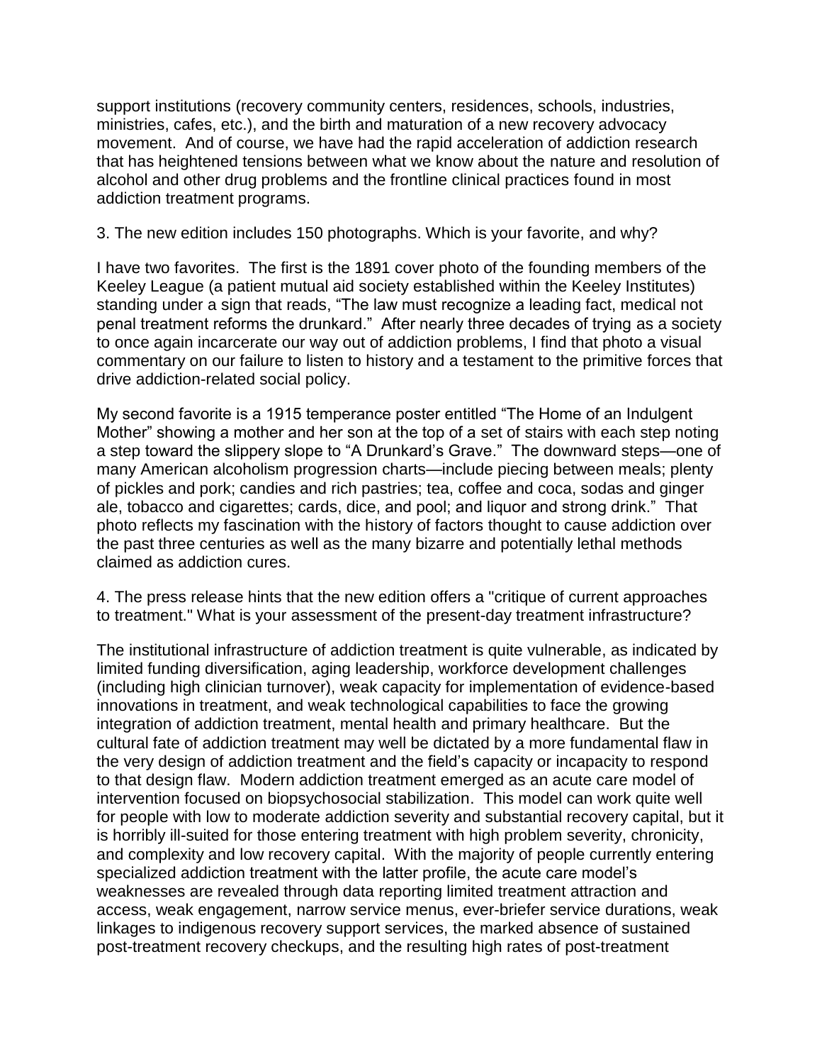support institutions (recovery community centers, residences, schools, industries, ministries, cafes, etc.), and the birth and maturation of a new recovery advocacy movement. And of course, we have had the rapid acceleration of addiction research that has heightened tensions between what we know about the nature and resolution of alcohol and other drug problems and the frontline clinical practices found in most addiction treatment programs.

3. The new edition includes 150 photographs. Which is your favorite, and why?

I have two favorites. The first is the 1891 cover photo of the founding members of the Keeley League (a patient mutual aid society established within the Keeley Institutes) standing under a sign that reads, "The law must recognize a leading fact, medical not penal treatment reforms the drunkard." After nearly three decades of trying as a society to once again incarcerate our way out of addiction problems, I find that photo a visual commentary on our failure to listen to history and a testament to the primitive forces that drive addiction-related social policy.

My second favorite is a 1915 temperance poster entitled "The Home of an Indulgent Mother" showing a mother and her son at the top of a set of stairs with each step noting a step toward the slippery slope to "A Drunkard's Grave." The downward steps—one of many American alcoholism progression charts—include piecing between meals; plenty of pickles and pork; candies and rich pastries; tea, coffee and coca, sodas and ginger ale, tobacco and cigarettes; cards, dice, and pool; and liquor and strong drink." That photo reflects my fascination with the history of factors thought to cause addiction over the past three centuries as well as the many bizarre and potentially lethal methods claimed as addiction cures.

4. The press release hints that the new edition offers a "critique of current approaches to treatment." What is your assessment of the present-day treatment infrastructure?

The institutional infrastructure of addiction treatment is quite vulnerable, as indicated by limited funding diversification, aging leadership, workforce development challenges (including high clinician turnover), weak capacity for implementation of evidence-based innovations in treatment, and weak technological capabilities to face the growing integration of addiction treatment, mental health and primary healthcare. But the cultural fate of addiction treatment may well be dictated by a more fundamental flaw in the very design of addiction treatment and the field's capacity or incapacity to respond to that design flaw. Modern addiction treatment emerged as an acute care model of intervention focused on biopsychosocial stabilization. This model can work quite well for people with low to moderate addiction severity and substantial recovery capital, but it is horribly ill-suited for those entering treatment with high problem severity, chronicity, and complexity and low recovery capital. With the majority of people currently entering specialized addiction treatment with the latter profile, the acute care model's weaknesses are revealed through data reporting limited treatment attraction and access, weak engagement, narrow service menus, ever-briefer service durations, weak linkages to indigenous recovery support services, the marked absence of sustained post-treatment recovery checkups, and the resulting high rates of post-treatment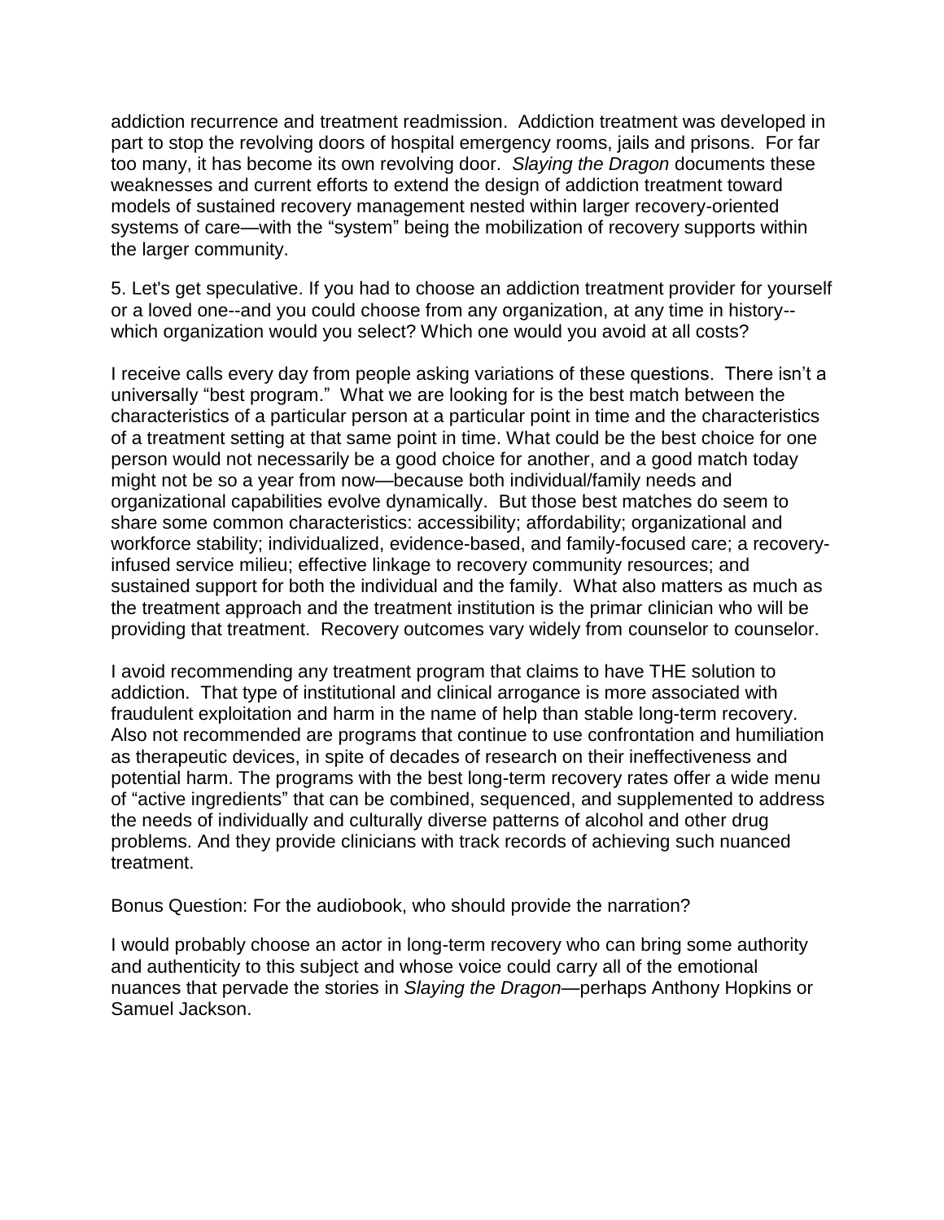addiction recurrence and treatment readmission. Addiction treatment was developed in part to stop the revolving doors of hospital emergency rooms, jails and prisons. For far too many, it has become its own revolving door. *Slaying the Dragon* documents these weaknesses and current efforts to extend the design of addiction treatment toward models of sustained recovery management nested within larger recovery-oriented systems of care—with the "system" being the mobilization of recovery supports within the larger community.

5. Let's get speculative. If you had to choose an addiction treatment provider for yourself or a loved one--and you could choose from any organization, at any time in history--which organization would you select? Which one would you avoid at all costs?

I receive calls every day from people asking variations of these questions. There isn't a universally "best program." What we are looking for is the best match between the characteristics of a particular person at a particular point in time and the characteristics of a treatment setting at that same point in time. What could be the best choice for one person would not necessarily be a good choice for another, and a good match today might not be so a year from now—because both individual/family needs and organizational capabilities evolve dynamically. But those best matches do seem to share some common characteristics: accessibility; affordability; organizational and workforce stability; individualized, evidence-based, and family-focused care; a recovery-infused service milieu; effective linkage to recovery community resources; and sustained support for both the individual and the family. What also matters as much as the treatment approach and the treatment institution is the primar clinician who will be providing that treatment. Recovery outcomes vary widely from counselor to counselor.

I avoid recommending any treatment program that claims to have THE solution to addiction. That type of institutional and clinical arrogance is more associated with fraudulent exploitation and harm in the name of help than stable long-term recovery. Also not recommended are programs that continue to use confrontation and humiliation as therapeutic devices, in spite of decades of research on their ineffectiveness and potential harm. The programs with the best long-term recovery rates offer a wide menu of "active ingredients" that can be combined, sequenced, and supplemented to address the needs of individually and culturally diverse patterns of alcohol and other drug problems. And they provide clinicians with track records of achieving such nuanced treatment.

Bonus Question: For the audiobook, who should provide the narration?

I would probably choose an actor in long-term recovery who can bring some authority and authenticity to this subject and whose voice could carry all of the emotional nuances that pervade the stories in *Slaying the Dragon*—perhaps Anthony Hopkins or Samuel Jackson.